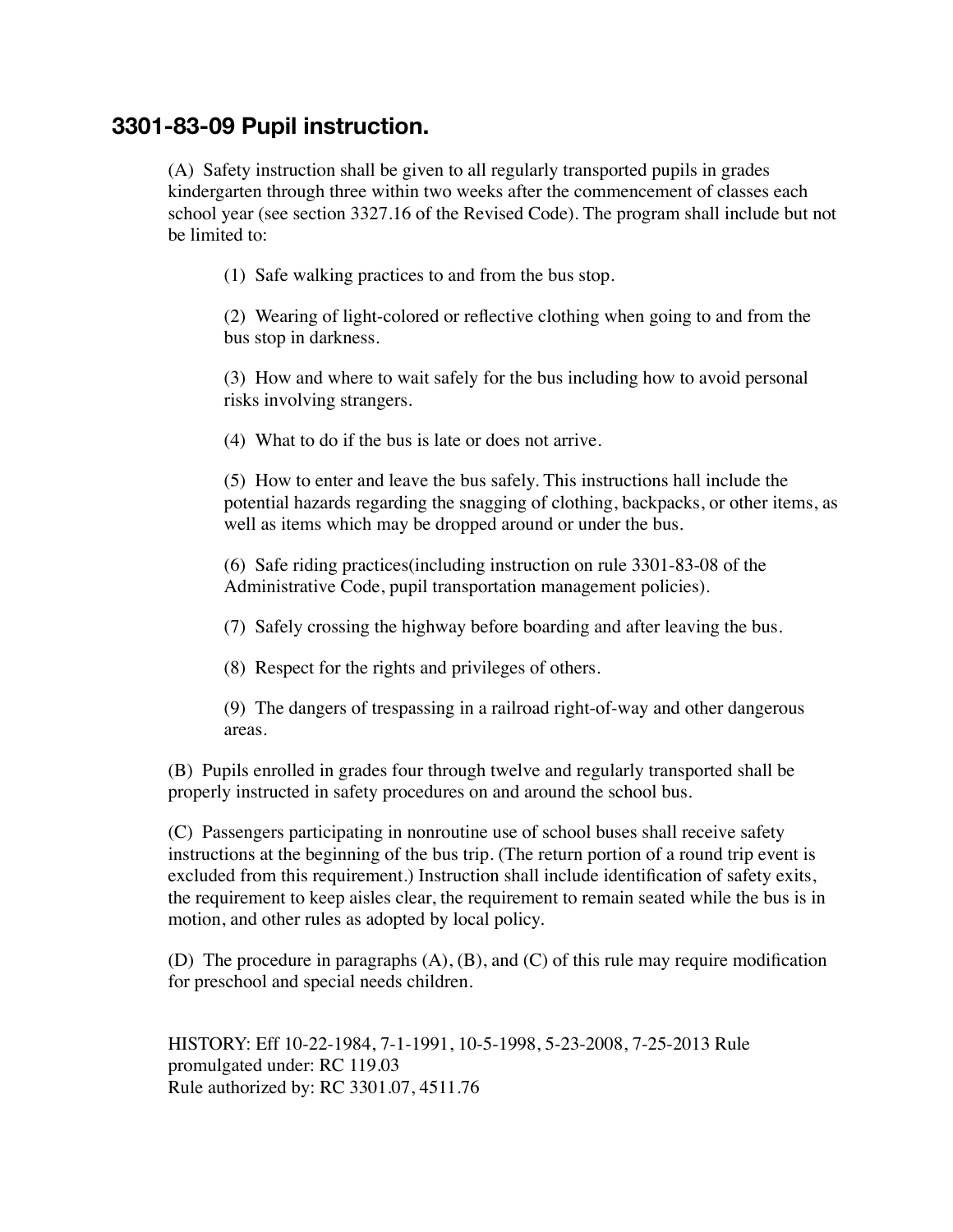## 3301-83-09 Pupil instruction.

(A) Safety instruction shall be given to all regularly transported pupils in grades kindergarten through three within two weeks after the commencement of classes each school year (see section 3327.16 of the Revised Code). The program shall include but not be limited to:

(1) Safe walking practices to and from the bus stop.

(2) Wearing of light-colored or reflective clothing when going to and from the bus stop in darkness.

(3) How and where to wait safely for the bus including how to avoid personal risks involving strangers.

(4) What to do if the bus is late or does not arrive.

(5) How to enter and leave the bus safely. This instructions hall include the potential hazards regarding the snagging of clothing, backpacks, or other items, as well as items which may be dropped around or under the bus.

(6) Safe riding practices(including instruction on rule 3301-83-08 of the Administrative Code, pupil transportation management policies).

(7) Safely crossing the highway before boarding and after leaving the bus.

(8) Respect for the rights and privileges of others.

(9) The dangers of trespassing in a railroad right-of-way and other dangerous areas.

(B) Pupils enrolled in grades four through twelve and regularly transported shall be properly instructed in safety procedures on and around the school bus.

(C) Passengers participating in nonroutine use of school buses shall receive safety instructions at the beginning of the bus trip. (The return portion of a round trip event is excluded from this requirement.) Instruction shall include identification of safety exits, the requirement to keep aisles clear, the requirement to remain seated while the bus is in motion, and other rules as adopted by local policy.

(D) The procedure in paragraphs (A), (B), and (C) of this rule may require modification for preschool and special needs children.

HISTORY: Eff 10-22-1984, 7-1-1991, 10-5-1998, 5-23-2008, 7-25-2013 Rule promulgated under: RC 119.03
Rule authorized by: RC 3301.07, 4511.76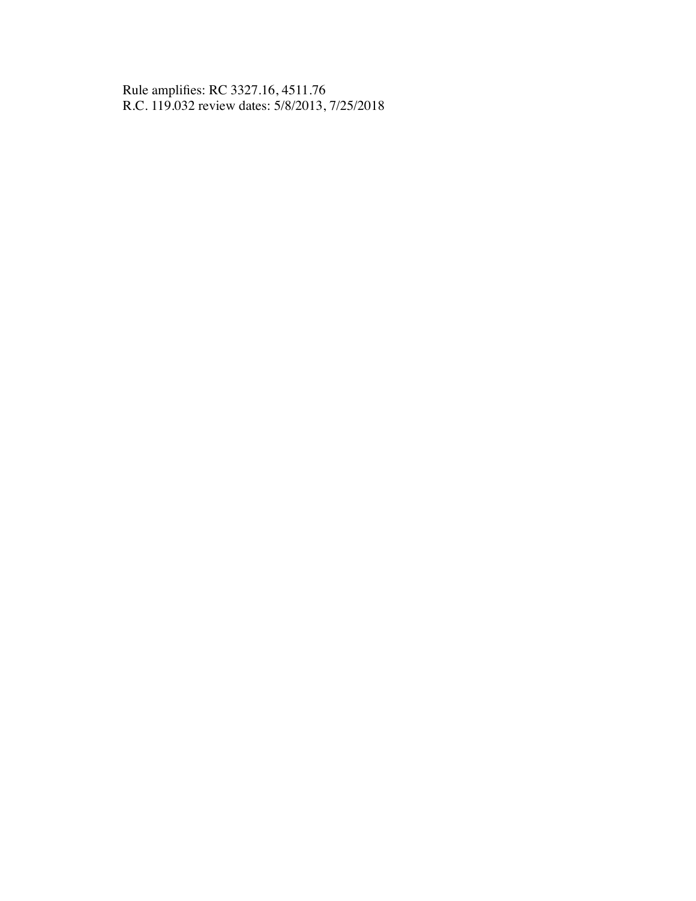Rule amplifies: RC 3327.16, 4511.76
R.C. 119.032 review dates: 5/8/2013, 7/25/2018